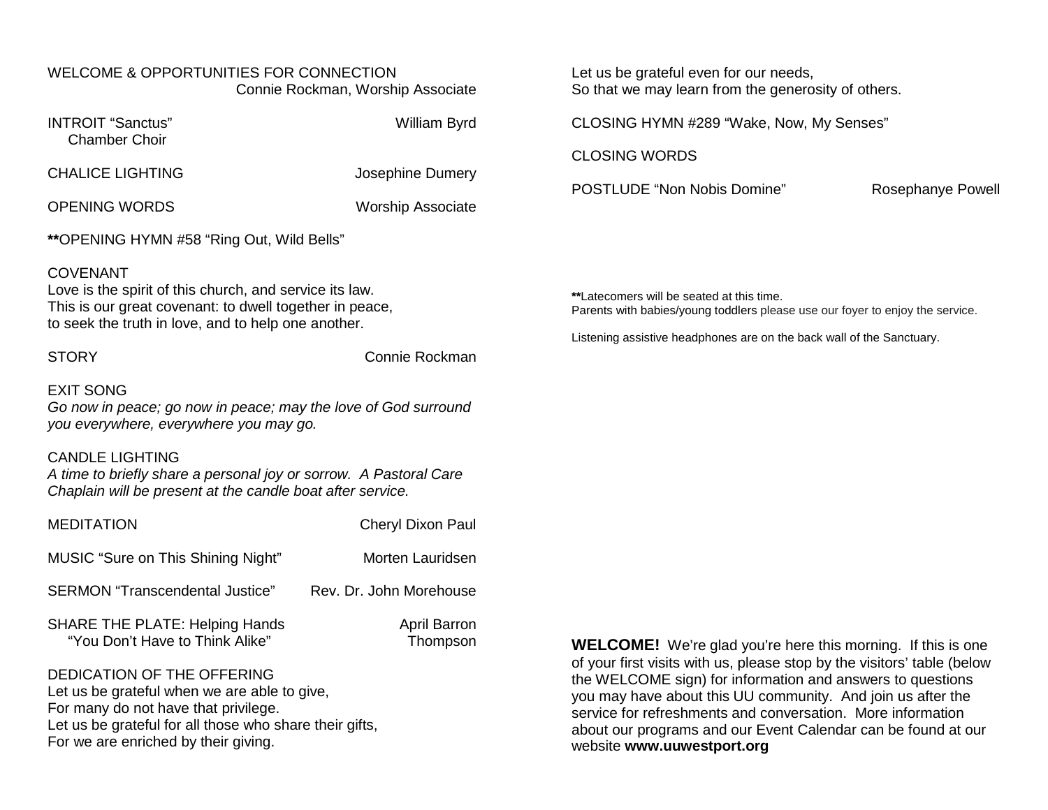WELCOME & OPPORTUNITIES FOR CONNECTION
Connie Rockman, Worship Associate

INTROIT "Sanctus" — William Byrd
Chamber Choir

CHALICE LIGHTING — Josephine Dumery

OPENING WORDS — Worship Associate

****OPENING HYMN #58 "Ring Out, Wild Bells"

COVENANT
Love is the spirit of this church, and service its law.
This is our great covenant: to dwell together in peace,
to seek the truth in love, and to help one another.

STORY — Connie Rockman

EXIT SONG
*Go now in peace; go now in peace; may the love of God surround you everywhere, everywhere you may go.*

CANDLE LIGHTING
*A time to briefly share a personal joy or sorrow. A Pastoral Care Chaplain will be present at the candle boat after service.*

MEDITATION — Cheryl Dixon Paul

MUSIC "Sure on This Shining Night" — Morten Lauridsen

SERMON "Transcendental Justice" — Rev. Dr. John Morehouse

SHARE THE PLATE: Helping Hands — April Barron
"You Don't Have to Think Alike" — Thompson

DEDICATION OF THE OFFERING
Let us be grateful when we are able to give,
For many do not have that privilege.
Let us be grateful for all those who share their gifts,
For we are enriched by their giving.
Let us be grateful even for our needs,
So that we may learn from the generosity of others.

CLOSING HYMN #289 "Wake, Now, My Senses"

CLOSING WORDS

POSTLUDE "Non Nobis Domine" — Rosephanye Powell

****Latecomers will be seated at this time.
Parents with babies/young toddlers please use our foyer to enjoy the service.

Listening assistive headphones are on the back wall of the Sanctuary.

**WELCOME!** We're glad you're here this morning. If this is one of your first visits with us, please stop by the visitors' table (below the WELCOME sign) for information and answers to questions you may have about this UU community. And join us after the service for refreshments and conversation. More information about our programs and our Event Calendar can be found at our website **www.uuwestport.org**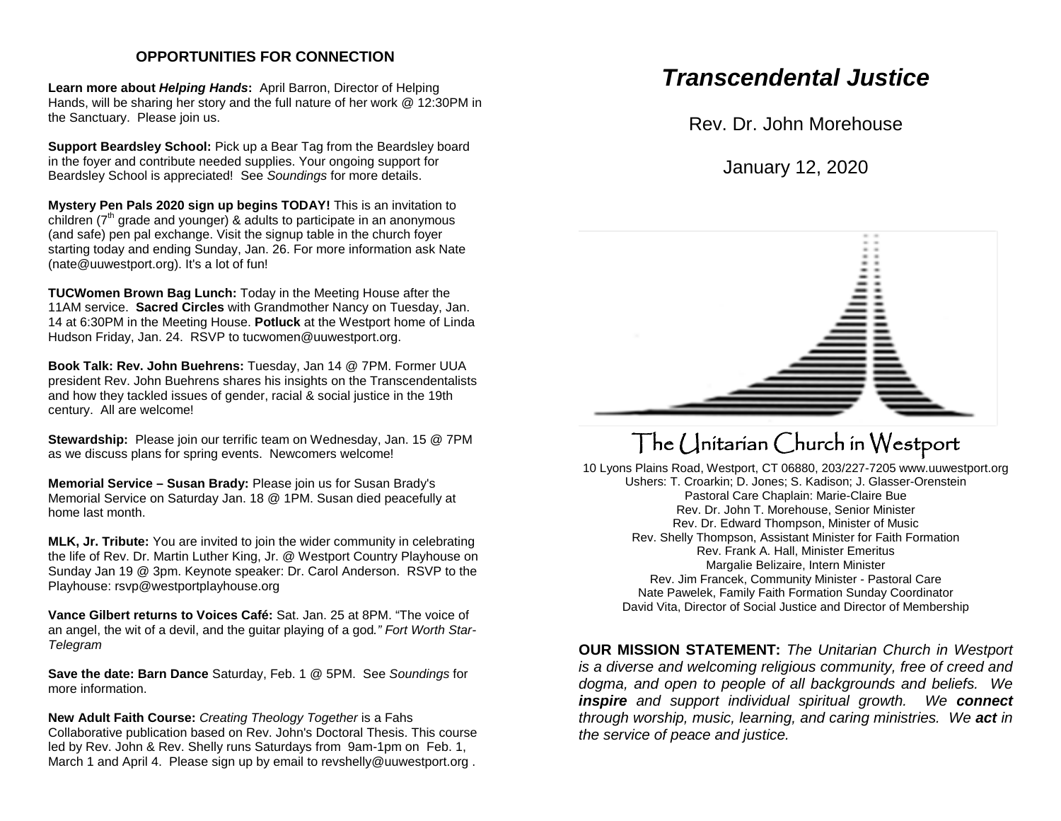## OPPORTUNITIES FOR CONNECTION

**Learn more about *Helping Hands*:** April Barron, Director of Helping Hands, will be sharing her story and the full nature of her work @ 12:30PM in the Sanctuary. Please join us.

**Support Beardsley School:** Pick up a Bear Tag from the Beardsley board in the foyer and contribute needed supplies. Your ongoing support for Beardsley School is appreciated! See *Soundings* for more details.

**Mystery Pen Pals 2020 sign up begins TODAY!** This is an invitation to children (7th grade and younger) & adults to participate in an anonymous (and safe) pen pal exchange. Visit the signup table in the church foyer starting today and ending Sunday, Jan. 26. For more information ask Nate (nate@uuwestport.org). It's a lot of fun!

**TUCWomen Brown Bag Lunch:** Today in the Meeting House after the 11AM service. **Sacred Circles** with Grandmother Nancy on Tuesday, Jan. 14 at 6:30PM in the Meeting House. **Potluck** at the Westport home of Linda Hudson Friday, Jan. 24. RSVP to tucwomen@uuwestport.org.

**Book Talk: Rev. John Buehrens:** Tuesday, Jan 14 @ 7PM. Former UUA president Rev. John Buehrens shares his insights on the Transcendentalists and how they tackled issues of gender, racial & social justice in the 19th century. All are welcome!

**Stewardship:** Please join our terrific team on Wednesday, Jan. 15 @ 7PM as we discuss plans for spring events. Newcomers welcome!

**Memorial Service – Susan Brady:** Please join us for Susan Brady's Memorial Service on Saturday Jan. 18 @ 1PM. Susan died peacefully at home last month.

**MLK, Jr. Tribute:** You are invited to join the wider community in celebrating the life of Rev. Dr. Martin Luther King, Jr. @ Westport Country Playhouse on Sunday Jan 19 @ 3pm. Keynote speaker: Dr. Carol Anderson. RSVP to the Playhouse: rsvp@westportplayhouse.org

**Vance Gilbert returns to Voices Café:** Sat. Jan. 25 at 8PM. "The voice of an angel, the wit of a devil, and the guitar playing of a god*." Fort Worth Star-Telegram*

**Save the date: Barn Dance** Saturday, Feb. 1 @ 5PM. See *Soundings* for more information.

**New Adult Faith Course:** *Creating Theology Together* is a Fahs Collaborative publication based on Rev. John's Doctoral Thesis. This course led by Rev. John & Rev. Shelly runs Saturdays from 9am-1pm on Feb. 1, March 1 and April 4. Please sign up by email to revshelly@uuwestport.org .

# *Transcendental Justice*

Rev. Dr. John Morehouse

January 12, 2020

## The Unitarian Church in Westport

10 Lyons Plains Road, Westport, CT 06880, 203/227-7205 www.uuwestport.org
Ushers: T. Croarkin; D. Jones; S. Kadison; J. Glasser-Orenstein
Pastoral Care Chaplain: Marie-Claire Bue
Rev. Dr. John T. Morehouse, Senior Minister
Rev. Dr. Edward Thompson, Minister of Music
Rev. Shelly Thompson, Assistant Minister for Faith Formation
Rev. Frank A. Hall, Minister Emeritus
Margalie Belizaire, Intern Minister
Rev. Jim Francek, Community Minister - Pastoral Care
Nate Pawelek, Family Faith Formation Sunday Coordinator
David Vita, Director of Social Justice and Director of Membership

**OUR MISSION STATEMENT:** *The Unitarian Church in Westport is a diverse and welcoming religious community, free of creed and dogma, and open to people of all backgrounds and beliefs. We **inspire** and support individual spiritual growth. We **connect** through worship, music, learning, and caring ministries. We **act** in the service of peace and justice.*